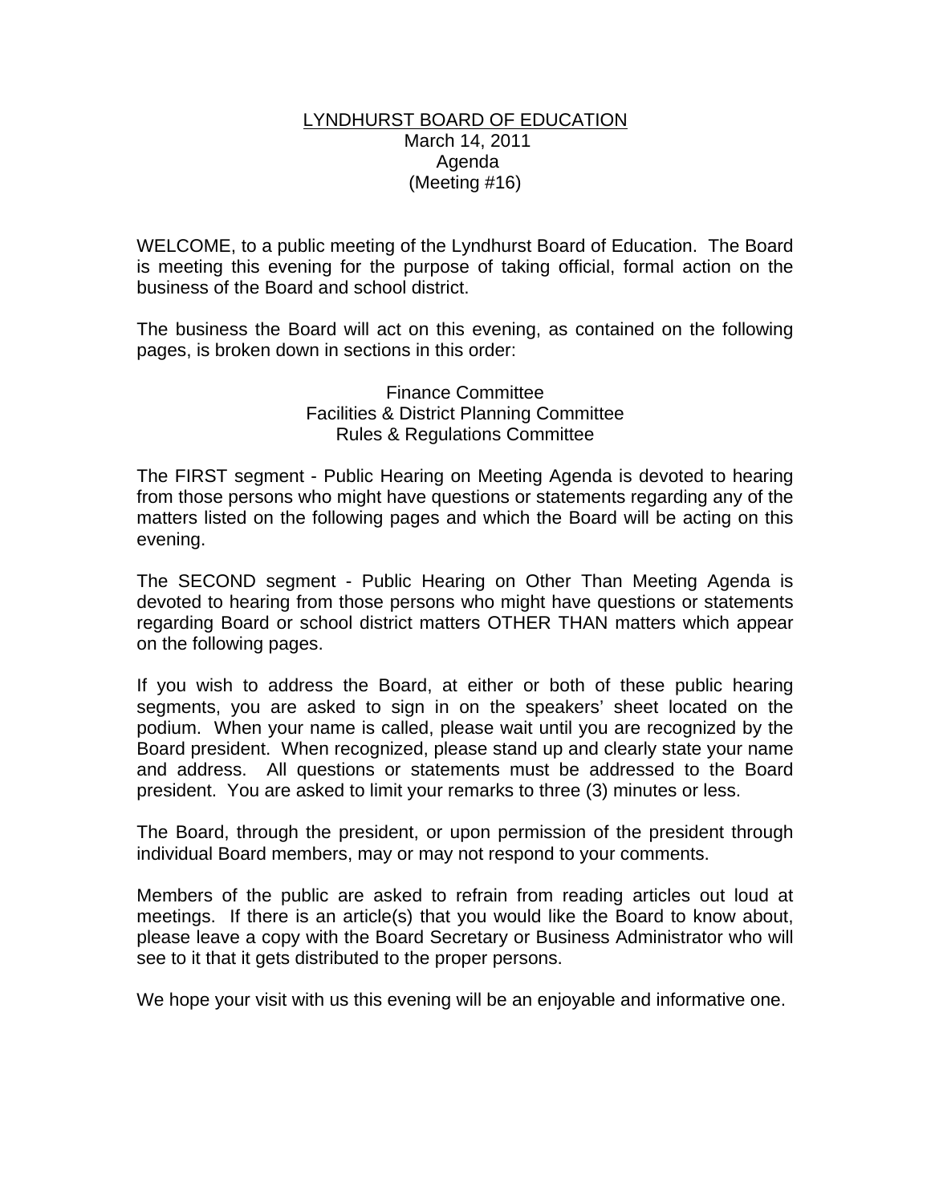# LYNDHURST BOARD OF EDUCATION

March 14, 2011
Agenda
(Meeting #16)

WELCOME, to a public meeting of the Lyndhurst Board of Education. The Board is meeting this evening for the purpose of taking official, formal action on the business of the Board and school district.

The business the Board will act on this evening, as contained on the following pages, is broken down in sections in this order:

Finance Committee
Facilities & District Planning Committee
Rules & Regulations Committee

The FIRST segment - Public Hearing on Meeting Agenda is devoted to hearing from those persons who might have questions or statements regarding any of the matters listed on the following pages and which the Board will be acting on this evening.

The SECOND segment - Public Hearing on Other Than Meeting Agenda is devoted to hearing from those persons who might have questions or statements regarding Board or school district matters OTHER THAN matters which appear on the following pages.

If you wish to address the Board, at either or both of these public hearing segments, you are asked to sign in on the speakers' sheet located on the podium. When your name is called, please wait until you are recognized by the Board president. When recognized, please stand up and clearly state your name and address. All questions or statements must be addressed to the Board president. You are asked to limit your remarks to three (3) minutes or less.

The Board, through the president, or upon permission of the president through individual Board members, may or may not respond to your comments.

Members of the public are asked to refrain from reading articles out loud at meetings. If there is an article(s) that you would like the Board to know about, please leave a copy with the Board Secretary or Business Administrator who will see to it that it gets distributed to the proper persons.

We hope your visit with us this evening will be an enjoyable and informative one.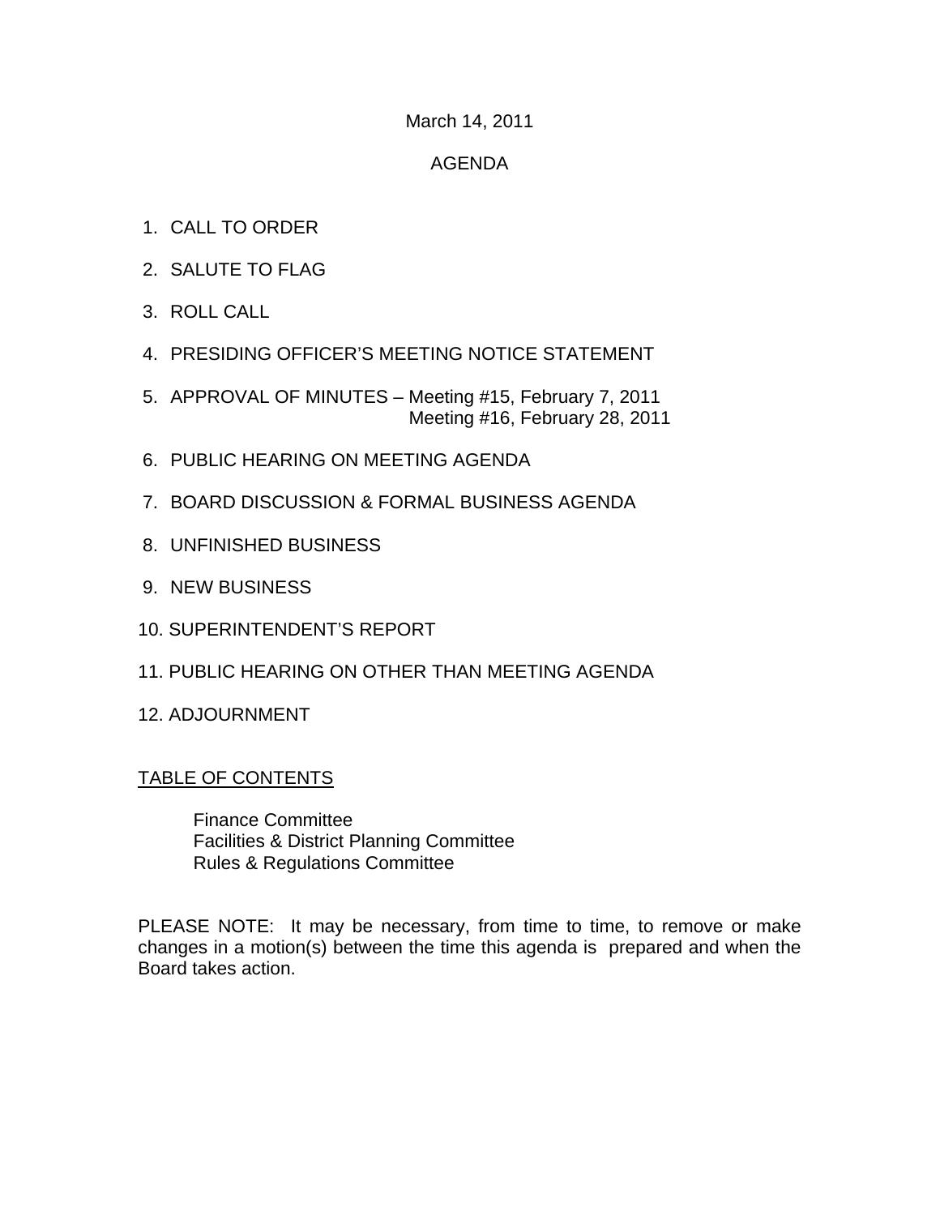March 14, 2011

AGENDA

1. CALL TO ORDER
2. SALUTE TO FLAG
3. ROLL CALL
4. PRESIDING OFFICER'S MEETING NOTICE STATEMENT
5. APPROVAL OF MINUTES – Meeting #15, February 7, 2011
   Meeting #16, February 28, 2011
6. PUBLIC HEARING ON MEETING AGENDA
7. BOARD DISCUSSION & FORMAL BUSINESS AGENDA
8. UNFINISHED BUSINESS
9. NEW BUSINESS
10. SUPERINTENDENT'S REPORT
11. PUBLIC HEARING ON OTHER THAN MEETING AGENDA
12. ADJOURNMENT

TABLE OF CONTENTS

Finance Committee
Facilities & District Planning Committee
Rules & Regulations Committee

PLEASE NOTE: It may be necessary, from time to time, to remove or make changes in a motion(s) between the time this agenda is prepared and when the Board takes action.